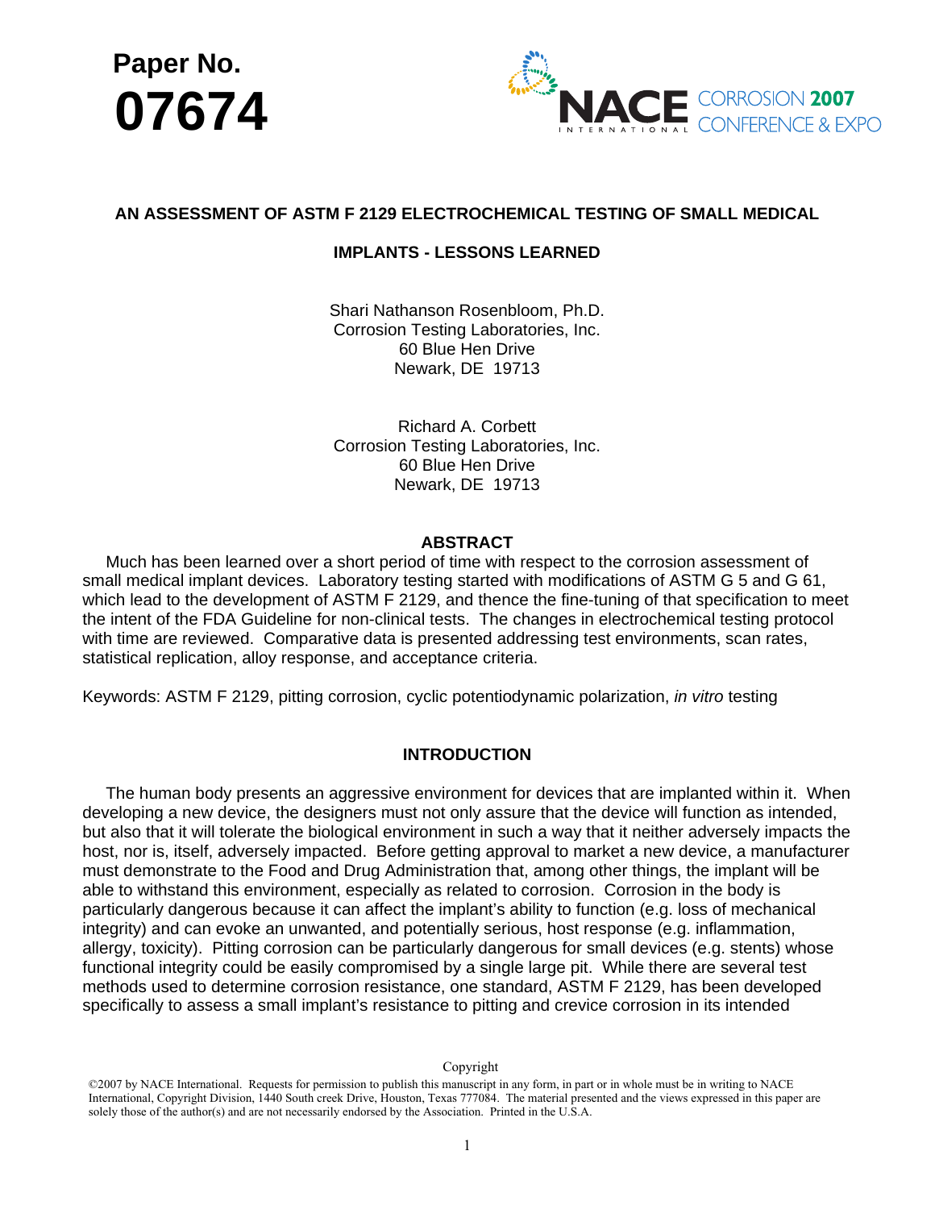**Paper No.**

**07674**

NACE INTERNATIONAL CORROSION **2007** CONFERENCE & EXPO

# AN ASSESSMENT OF ASTM F 2129 ELECTROCHEMICAL TESTING OF SMALL MEDICAL IMPLANTS - LESSONS LEARNED

Shari Nathanson Rosenbloom, Ph.D.
Corrosion Testing Laboratories, Inc.
60 Blue Hen Drive
Newark, DE 19713

Richard A. Corbett
Corrosion Testing Laboratories, Inc.
60 Blue Hen Drive
Newark, DE 19713

## ABSTRACT

Much has been learned over a short period of time with respect to the corrosion assessment of small medical implant devices. Laboratory testing started with modifications of ASTM G 5 and G 61, which lead to the development of ASTM F 2129, and thence the fine-tuning of that specification to meet the intent of the FDA Guideline for non-clinical tests. The changes in electrochemical testing protocol with time are reviewed. Comparative data is presented addressing test environments, scan rates, statistical replication, alloy response, and acceptance criteria.

Keywords: ASTM F 2129, pitting corrosion, cyclic potentiodynamic polarization, *in vitro* testing

## INTRODUCTION

The human body presents an aggressive environment for devices that are implanted within it. When developing a new device, the designers must not only assure that the device will function as intended, but also that it will tolerate the biological environment in such a way that it neither adversely impacts the host, nor is, itself, adversely impacted. Before getting approval to market a new device, a manufacturer must demonstrate to the Food and Drug Administration that, among other things, the implant will be able to withstand this environment, especially as related to corrosion. Corrosion in the body is particularly dangerous because it can affect the implant's ability to function (e.g. loss of mechanical integrity) and can evoke an unwanted, and potentially serious, host response (e.g. inflammation, allergy, toxicity). Pitting corrosion can be particularly dangerous for small devices (e.g. stents) whose functional integrity could be easily compromised by a single large pit. While there are several test methods used to determine corrosion resistance, one standard, ASTM F 2129, has been developed specifically to assess a small implant's resistance to pitting and crevice corrosion in its intended

Copyright

©2007 by NACE International. Requests for permission to publish this manuscript in any form, in part or in whole must be in writing to NACE International, Copyright Division, 1440 South creek Drive, Houston, Texas 777084. The material presented and the views expressed in this paper are solely those of the author(s) and are not necessarily endorsed by the Association. Printed in the U.S.A.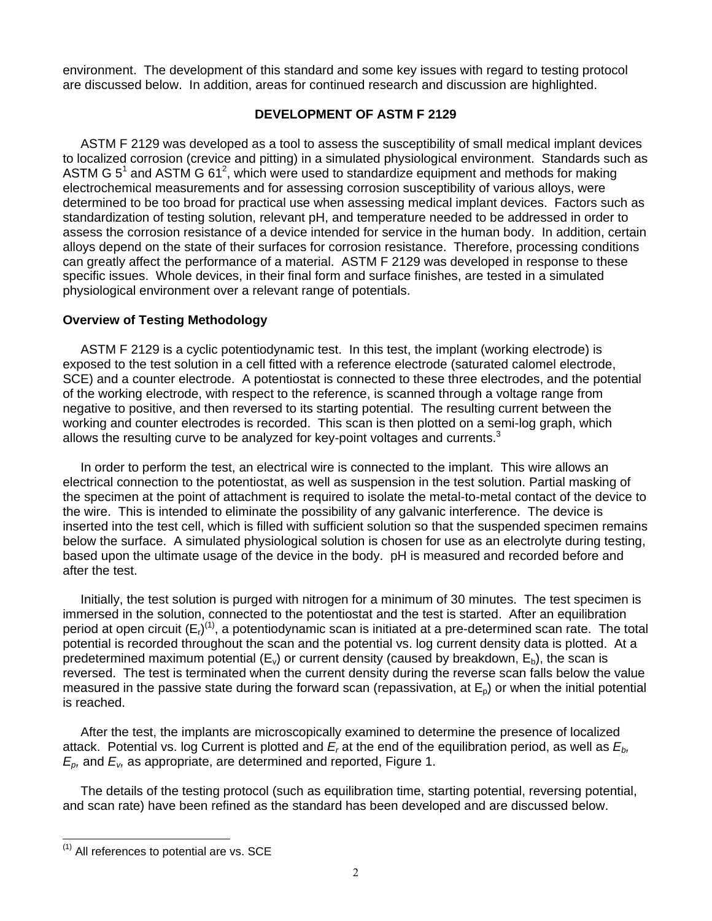environment. The development of this standard and some key issues with regard to testing protocol are discussed below. In addition, areas for continued research and discussion are highlighted.

## DEVELOPMENT OF ASTM F 2129

ASTM F 2129 was developed as a tool to assess the susceptibility of small medical implant devices to localized corrosion (crevice and pitting) in a simulated physiological environment. Standards such as ASTM G 5[1] and ASTM G 61[2], which were used to standardize equipment and methods for making electrochemical measurements and for assessing corrosion susceptibility of various alloys, were determined to be too broad for practical use when assessing medical implant devices. Factors such as standardization of testing solution, relevant pH, and temperature needed to be addressed in order to assess the corrosion resistance of a device intended for service in the human body. In addition, certain alloys depend on the state of their surfaces for corrosion resistance. Therefore, processing conditions can greatly affect the performance of a material. ASTM F 2129 was developed in response to these specific issues. Whole devices, in their final form and surface finishes, are tested in a simulated physiological environment over a relevant range of potentials.

### Overview of Testing Methodology

ASTM F 2129 is a cyclic potentiodynamic test. In this test, the implant (working electrode) is exposed to the test solution in a cell fitted with a reference electrode (saturated calomel electrode, SCE) and a counter electrode. A potentiostat is connected to these three electrodes, and the potential of the working electrode, with respect to the reference, is scanned through a voltage range from negative to positive, and then reversed to its starting potential. The resulting current between the working and counter electrodes is recorded. This scan is then plotted on a semi-log graph, which allows the resulting curve to be analyzed for key-point voltages and currents.[3]

In order to perform the test, an electrical wire is connected to the implant. This wire allows an electrical connection to the potentiostat, as well as suspension in the test solution. Partial masking of the specimen at the point of attachment is required to isolate the metal-to-metal contact of the device to the wire. This is intended to eliminate the possibility of any galvanic interference. The device is inserted into the test cell, which is filled with sufficient solution so that the suspended specimen remains below the surface. A simulated physiological solution is chosen for use as an electrolyte during testing, based upon the ultimate usage of the device in the body. pH is measured and recorded before and after the test.

Initially, the test solution is purged with nitrogen for a minimum of 30 minutes. The test specimen is immersed in the solution, connected to the potentiostat and the test is started. After an equilibration period at open circuit ($E_r$)[(1)], a potentiodynamic scan is initiated at a pre-determined scan rate. The total potential is recorded throughout the scan and the potential vs. log current density data is plotted. At a predetermined maximum potential ($E_v$) or current density (caused by breakdown, $E_b$), the scan is reversed. The test is terminated when the current density during the reverse scan falls below the value measured in the passive state during the forward scan (repassivation, at $E_p$) or when the initial potential is reached.

After the test, the implants are microscopically examined to determine the presence of localized attack. Potential vs. log Current is plotted and $E_r$ at the end of the equilibration period, as well as $E_b$, $E_p$, and $E_v$, as appropriate, are determined and reported, Figure 1.

The details of the testing protocol (such as equilibration time, starting potential, reversing potential, and scan rate) have been refined as the standard has been developed and are discussed below.

---

(1) All references to potential are vs. SCE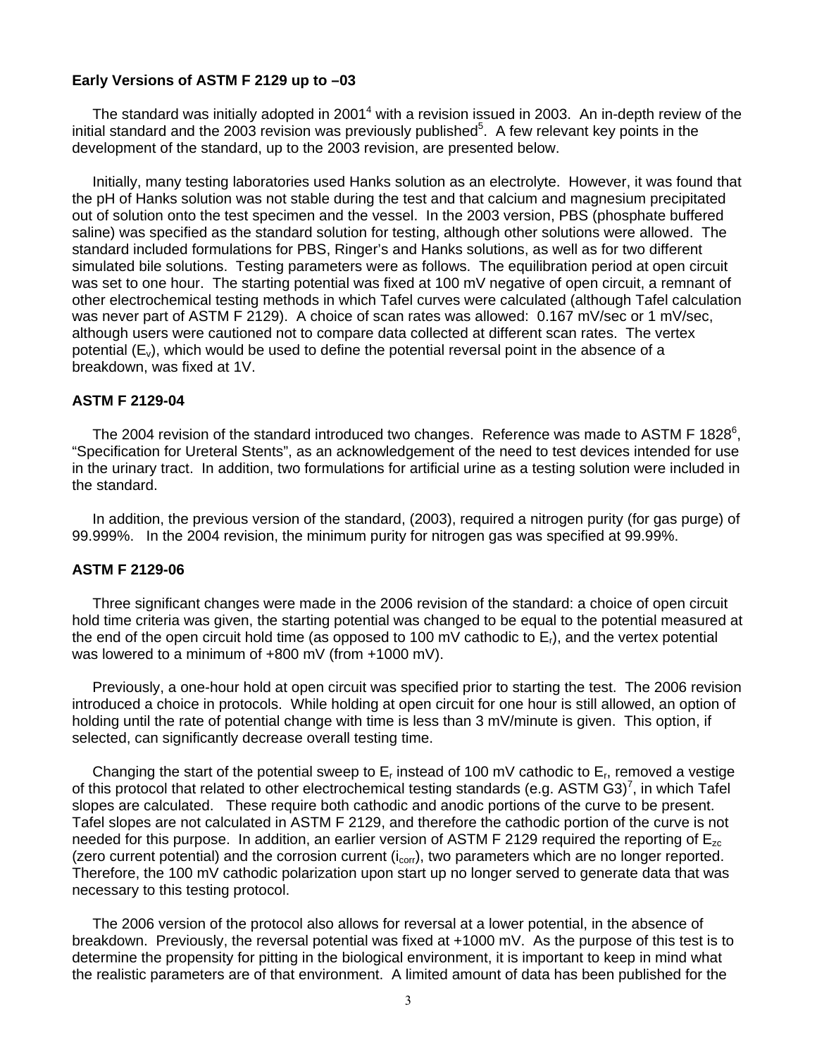### Early Versions of ASTM F 2129 up to –03

The standard was initially adopted in 2001[4] with a revision issued in 2003. An in-depth review of the initial standard and the 2003 revision was previously published[5]. A few relevant key points in the development of the standard, up to the 2003 revision, are presented below.

Initially, many testing laboratories used Hanks solution as an electrolyte. However, it was found that the pH of Hanks solution was not stable during the test and that calcium and magnesium precipitated out of solution onto the test specimen and the vessel. In the 2003 version, PBS (phosphate buffered saline) was specified as the standard solution for testing, although other solutions were allowed. The standard included formulations for PBS, Ringer's and Hanks solutions, as well as for two different simulated bile solutions. Testing parameters were as follows. The equilibration period at open circuit was set to one hour. The starting potential was fixed at 100 mV negative of open circuit, a remnant of other electrochemical testing methods in which Tafel curves were calculated (although Tafel calculation was never part of ASTM F 2129). A choice of scan rates was allowed: 0.167 mV/sec or 1 mV/sec, although users were cautioned not to compare data collected at different scan rates. The vertex potential ($E_v$), which would be used to define the potential reversal point in the absence of a breakdown, was fixed at 1V.

### ASTM F 2129-04

The 2004 revision of the standard introduced two changes. Reference was made to ASTM F 1828[6], "Specification for Ureteral Stents", as an acknowledgement of the need to test devices intended for use in the urinary tract. In addition, two formulations for artificial urine as a testing solution were included in the standard.

In addition, the previous version of the standard, (2003), required a nitrogen purity (for gas purge) of 99.999%. In the 2004 revision, the minimum purity for nitrogen gas was specified at 99.99%.

### ASTM F 2129-06

Three significant changes were made in the 2006 revision of the standard: a choice of open circuit hold time criteria was given, the starting potential was changed to be equal to the potential measured at the end of the open circuit hold time (as opposed to 100 mV cathodic to $E_r$), and the vertex potential was lowered to a minimum of +800 mV (from +1000 mV).

Previously, a one-hour hold at open circuit was specified prior to starting the test. The 2006 revision introduced a choice in protocols. While holding at open circuit for one hour is still allowed, an option of holding until the rate of potential change with time is less than 3 mV/minute is given. This option, if selected, can significantly decrease overall testing time.

Changing the start of the potential sweep to $E_r$ instead of 100 mV cathodic to $E_r$, removed a vestige of this protocol that related to other electrochemical testing standards (e.g. ASTM G3)[7], in which Tafel slopes are calculated. These require both cathodic and anodic portions of the curve to be present. Tafel slopes are not calculated in ASTM F 2129, and therefore the cathodic portion of the curve is not needed for this purpose. In addition, an earlier version of ASTM F 2129 required the reporting of $E_{zc}$ (zero current potential) and the corrosion current ($i_{corr}$), two parameters which are no longer reported. Therefore, the 100 mV cathodic polarization upon start up no longer served to generate data that was necessary to this testing protocol.

The 2006 version of the protocol also allows for reversal at a lower potential, in the absence of breakdown. Previously, the reversal potential was fixed at +1000 mV. As the purpose of this test is to determine the propensity for pitting in the biological environment, it is important to keep in mind what the realistic parameters are of that environment. A limited amount of data has been published for the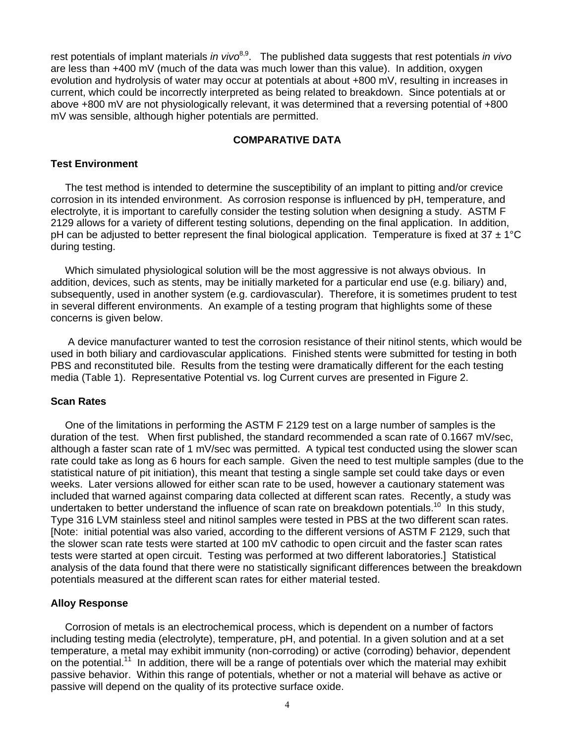rest potentials of implant materials *in vivo*[8,9]. The published data suggests that rest potentials *in vivo* are less than +400 mV (much of the data was much lower than this value). In addition, oxygen evolution and hydrolysis of water may occur at potentials at about +800 mV, resulting in increases in current, which could be incorrectly interpreted as being related to breakdown. Since potentials at or above +800 mV are not physiologically relevant, it was determined that a reversing potential of +800 mV was sensible, although higher potentials are permitted.

## COMPARATIVE DATA

### Test Environment

The test method is intended to determine the susceptibility of an implant to pitting and/or crevice corrosion in its intended environment. As corrosion response is influenced by pH, temperature, and electrolyte, it is important to carefully consider the testing solution when designing a study. ASTM F 2129 allows for a variety of different testing solutions, depending on the final application. In addition, pH can be adjusted to better represent the final biological application. Temperature is fixed at 37 ± 1°C during testing.

Which simulated physiological solution will be the most aggressive is not always obvious. In addition, devices, such as stents, may be initially marketed for a particular end use (e.g. biliary) and, subsequently, used in another system (e.g. cardiovascular). Therefore, it is sometimes prudent to test in several different environments. An example of a testing program that highlights some of these concerns is given below.

A device manufacturer wanted to test the corrosion resistance of their nitinol stents, which would be used in both biliary and cardiovascular applications. Finished stents were submitted for testing in both PBS and reconstituted bile. Results from the testing were dramatically different for the each testing media (Table 1). Representative Potential vs. log Current curves are presented in Figure 2.

### Scan Rates

One of the limitations in performing the ASTM F 2129 test on a large number of samples is the duration of the test. When first published, the standard recommended a scan rate of 0.1667 mV/sec, although a faster scan rate of 1 mV/sec was permitted. A typical test conducted using the slower scan rate could take as long as 6 hours for each sample. Given the need to test multiple samples (due to the statistical nature of pit initiation), this meant that testing a single sample set could take days or even weeks. Later versions allowed for either scan rate to be used, however a cautionary statement was included that warned against comparing data collected at different scan rates. Recently, a study was undertaken to better understand the influence of scan rate on breakdown potentials.[10] In this study, Type 316 LVM stainless steel and nitinol samples were tested in PBS at the two different scan rates. [Note: initial potential was also varied, according to the different versions of ASTM F 2129, such that the slower scan rate tests were started at 100 mV cathodic to open circuit and the faster scan rates tests were started at open circuit. Testing was performed at two different laboratories.] Statistical analysis of the data found that there were no statistically significant differences between the breakdown potentials measured at the different scan rates for either material tested.

### Alloy Response

Corrosion of metals is an electrochemical process, which is dependent on a number of factors including testing media (electrolyte), temperature, pH, and potential. In a given solution and at a set temperature, a metal may exhibit immunity (non-corroding) or active (corroding) behavior, dependent on the potential.[11] In addition, there will be a range of potentials over which the material may exhibit passive behavior. Within this range of potentials, whether or not a material will behave as active or passive will depend on the quality of its protective surface oxide.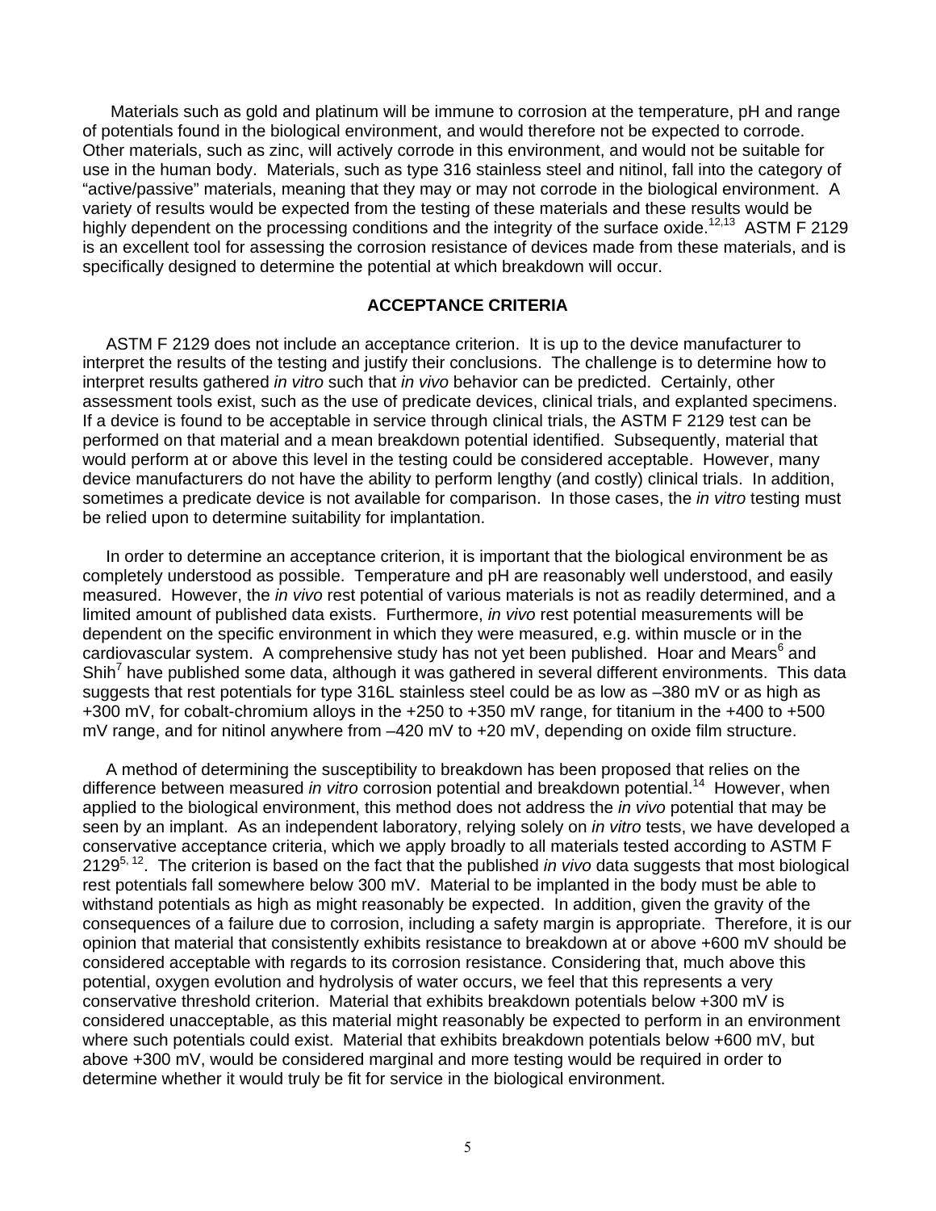Materials such as gold and platinum will be immune to corrosion at the temperature, pH and range of potentials found in the biological environment, and would therefore not be expected to corrode. Other materials, such as zinc, will actively corrode in this environment, and would not be suitable for use in the human body. Materials, such as type 316 stainless steel and nitinol, fall into the category of "active/passive" materials, meaning that they may or may not corrode in the biological environment. A variety of results would be expected from the testing of these materials and these results would be highly dependent on the processing conditions and the integrity of the surface oxide.[12,13] ASTM F 2129 is an excellent tool for assessing the corrosion resistance of devices made from these materials, and is specifically designed to determine the potential at which breakdown will occur.

## ACCEPTANCE CRITERIA

ASTM F 2129 does not include an acceptance criterion. It is up to the device manufacturer to interpret the results of the testing and justify their conclusions. The challenge is to determine how to interpret results gathered *in vitro* such that *in vivo* behavior can be predicted. Certainly, other assessment tools exist, such as the use of predicate devices, clinical trials, and explanted specimens. If a device is found to be acceptable in service through clinical trials, the ASTM F 2129 test can be performed on that material and a mean breakdown potential identified. Subsequently, material that would perform at or above this level in the testing could be considered acceptable. However, many device manufacturers do not have the ability to perform lengthy (and costly) clinical trials. In addition, sometimes a predicate device is not available for comparison. In those cases, the *in vitro* testing must be relied upon to determine suitability for implantation.

In order to determine an acceptance criterion, it is important that the biological environment be as completely understood as possible. Temperature and pH are reasonably well understood, and easily measured. However, the *in vivo* rest potential of various materials is not as readily determined, and a limited amount of published data exists. Furthermore, *in vivo* rest potential measurements will be dependent on the specific environment in which they were measured, e.g. within muscle or in the cardiovascular system. A comprehensive study has not yet been published. Hoar and Mears[6] and Shih[7] have published some data, although it was gathered in several different environments. This data suggests that rest potentials for type 316L stainless steel could be as low as –380 mV or as high as +300 mV, for cobalt-chromium alloys in the +250 to +350 mV range, for titanium in the +400 to +500 mV range, and for nitinol anywhere from –420 mV to +20 mV, depending on oxide film structure.

A method of determining the susceptibility to breakdown has been proposed that relies on the difference between measured *in vitro* corrosion potential and breakdown potential.[14] However, when applied to the biological environment, this method does not address the *in vivo* potential that may be seen by an implant. As an independent laboratory, relying solely on *in vitro* tests, we have developed a conservative acceptance criteria, which we apply broadly to all materials tested according to ASTM F 2129[5, 12]. The criterion is based on the fact that the published *in vivo* data suggests that most biological rest potentials fall somewhere below 300 mV. Material to be implanted in the body must be able to withstand potentials as high as might reasonably be expected. In addition, given the gravity of the consequences of a failure due to corrosion, including a safety margin is appropriate. Therefore, it is our opinion that material that consistently exhibits resistance to breakdown at or above +600 mV should be considered acceptable with regards to its corrosion resistance. Considering that, much above this potential, oxygen evolution and hydrolysis of water occurs, we feel that this represents a very conservative threshold criterion. Material that exhibits breakdown potentials below +300 mV is considered unacceptable, as this material might reasonably be expected to perform in an environment where such potentials could exist. Material that exhibits breakdown potentials below +600 mV, but above +300 mV, would be considered marginal and more testing would be required in order to determine whether it would truly be fit for service in the biological environment.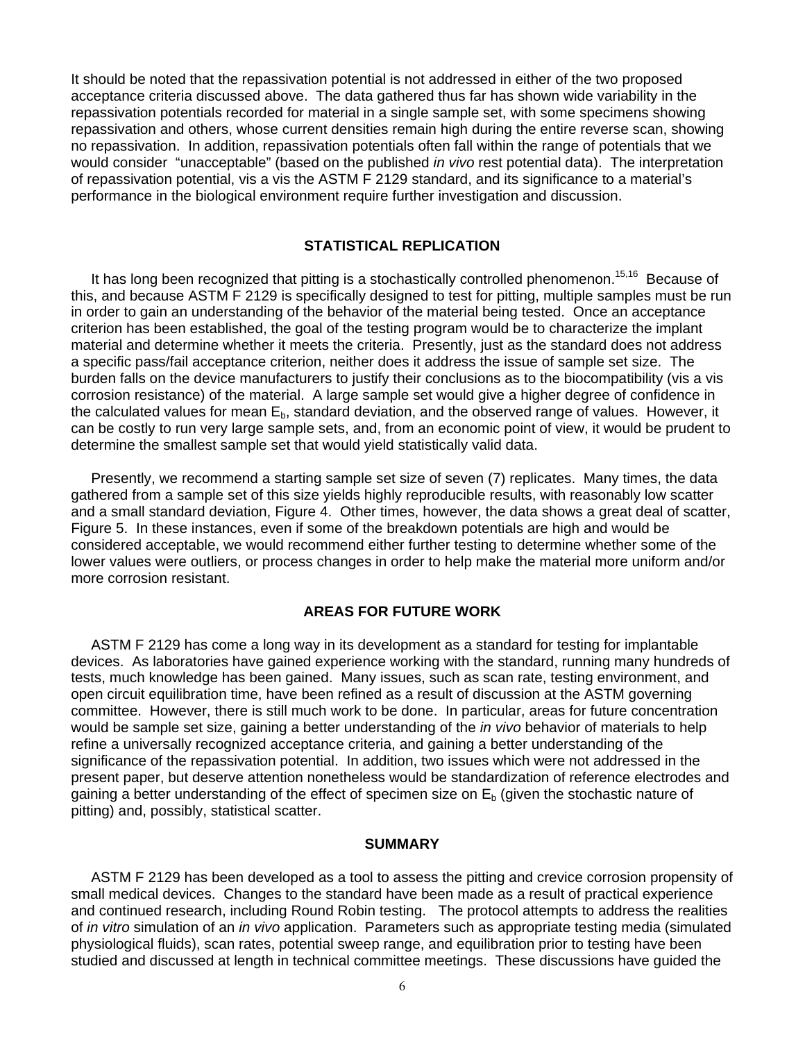It should be noted that the repassivation potential is not addressed in either of the two proposed acceptance criteria discussed above. The data gathered thus far has shown wide variability in the repassivation potentials recorded for material in a single sample set, with some specimens showing repassivation and others, whose current densities remain high during the entire reverse scan, showing no repassivation. In addition, repassivation potentials often fall within the range of potentials that we would consider "unacceptable" (based on the published *in vivo* rest potential data). The interpretation of repassivation potential, vis a vis the ASTM F 2129 standard, and its significance to a material's performance in the biological environment require further investigation and discussion.

## STATISTICAL REPLICATION

It has long been recognized that pitting is a stochastically controlled phenomenon.[15,16] Because of this, and because ASTM F 2129 is specifically designed to test for pitting, multiple samples must be run in order to gain an understanding of the behavior of the material being tested. Once an acceptance criterion has been established, the goal of the testing program would be to characterize the implant material and determine whether it meets the criteria. Presently, just as the standard does not address a specific pass/fail acceptance criterion, neither does it address the issue of sample set size. The burden falls on the device manufacturers to justify their conclusions as to the biocompatibility (vis a vis corrosion resistance) of the material. A large sample set would give a higher degree of confidence in the calculated values for mean $E_b$, standard deviation, and the observed range of values. However, it can be costly to run very large sample sets, and, from an economic point of view, it would be prudent to determine the smallest sample set that would yield statistically valid data.

Presently, we recommend a starting sample set size of seven (7) replicates. Many times, the data gathered from a sample set of this size yields highly reproducible results, with reasonably low scatter and a small standard deviation, Figure 4. Other times, however, the data shows a great deal of scatter, Figure 5. In these instances, even if some of the breakdown potentials are high and would be considered acceptable, we would recommend either further testing to determine whether some of the lower values were outliers, or process changes in order to help make the material more uniform and/or more corrosion resistant.

## AREAS FOR FUTURE WORK

ASTM F 2129 has come a long way in its development as a standard for testing for implantable devices. As laboratories have gained experience working with the standard, running many hundreds of tests, much knowledge has been gained. Many issues, such as scan rate, testing environment, and open circuit equilibration time, have been refined as a result of discussion at the ASTM governing committee. However, there is still much work to be done. In particular, areas for future concentration would be sample set size, gaining a better understanding of the *in vivo* behavior of materials to help refine a universally recognized acceptance criteria, and gaining a better understanding of the significance of the repassivation potential. In addition, two issues which were not addressed in the present paper, but deserve attention nonetheless would be standardization of reference electrodes and gaining a better understanding of the effect of specimen size on $E_b$ (given the stochastic nature of pitting) and, possibly, statistical scatter.

## SUMMARY

ASTM F 2129 has been developed as a tool to assess the pitting and crevice corrosion propensity of small medical devices. Changes to the standard have been made as a result of practical experience and continued research, including Round Robin testing. The protocol attempts to address the realities of *in vitro* simulation of an *in vivo* application. Parameters such as appropriate testing media (simulated physiological fluids), scan rates, potential sweep range, and equilibration prior to testing have been studied and discussed at length in technical committee meetings. These discussions have guided the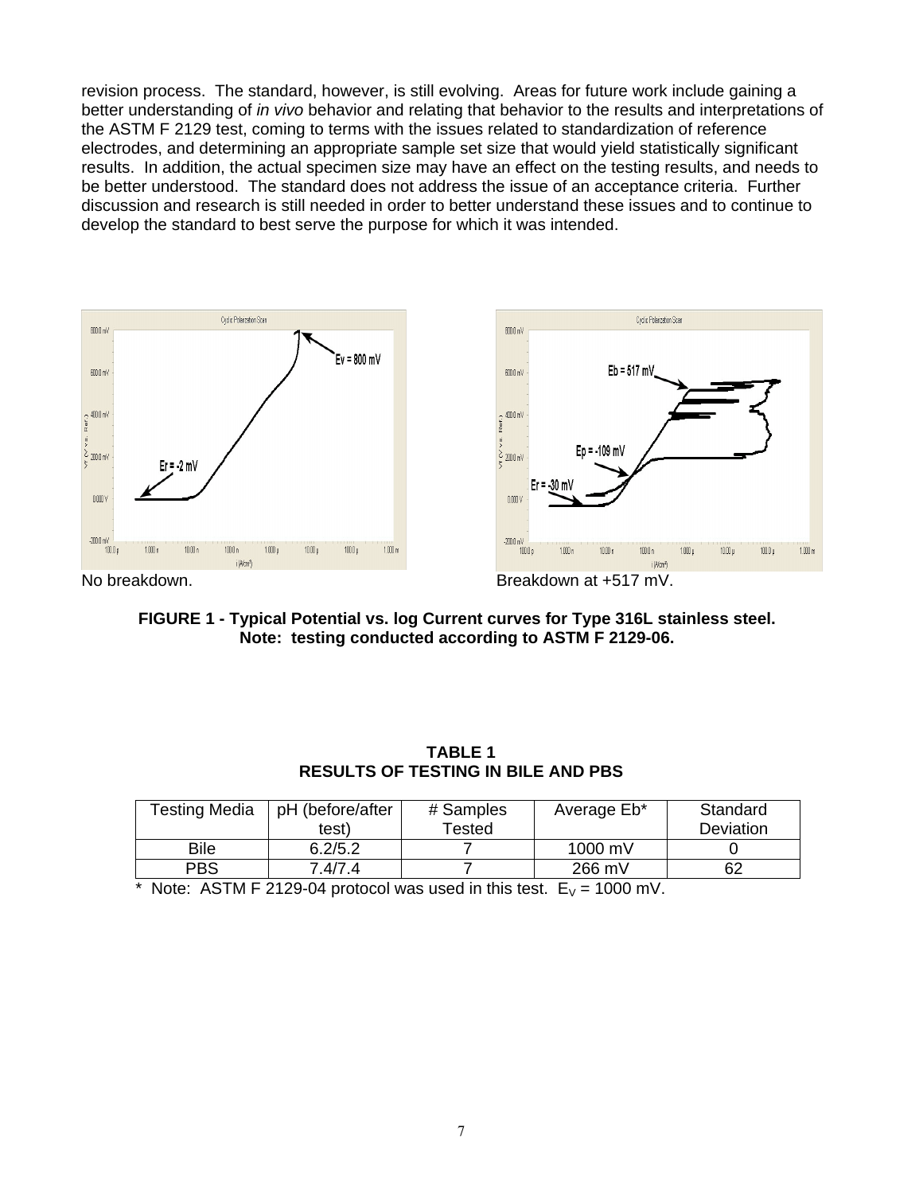revision process. The standard, however, is still evolving. Areas for future work include gaining a better understanding of *in vivo* behavior and relating that behavior to the results and interpretations of the ASTM F 2129 test, coming to terms with the issues related to standardization of reference electrodes, and determining an appropriate sample set size that would yield statistically significant results. In addition, the actual specimen size may have an effect on the testing results, and needs to be better understood. The standard does not address the issue of an acceptance criteria. Further discussion and research is still needed in order to better understand these issues and to continue to develop the standard to best serve the purpose for which it was intended.

No breakdown. Breakdown at +517 mV.

**FIGURE 1 - Typical Potential vs. log Current curves for Type 316L stainless steel. Note: testing conducted according to ASTM F 2129-06.**

**TABLE 1**
**RESULTS OF TESTING IN BILE AND PBS**

| Testing Media | pH (before/after test) | # Samples Tested | Average Eb* | Standard Deviation |
|---|---|---|---|---|
| Bile | 6.2/5.2 | 7 | 1000 mV | 0 |
| PBS | 7.4/7.4 | 7 | 266 mV | 62 |

\* Note: ASTM F 2129-04 protocol was used in this test. $E_V$ = 1000 mV.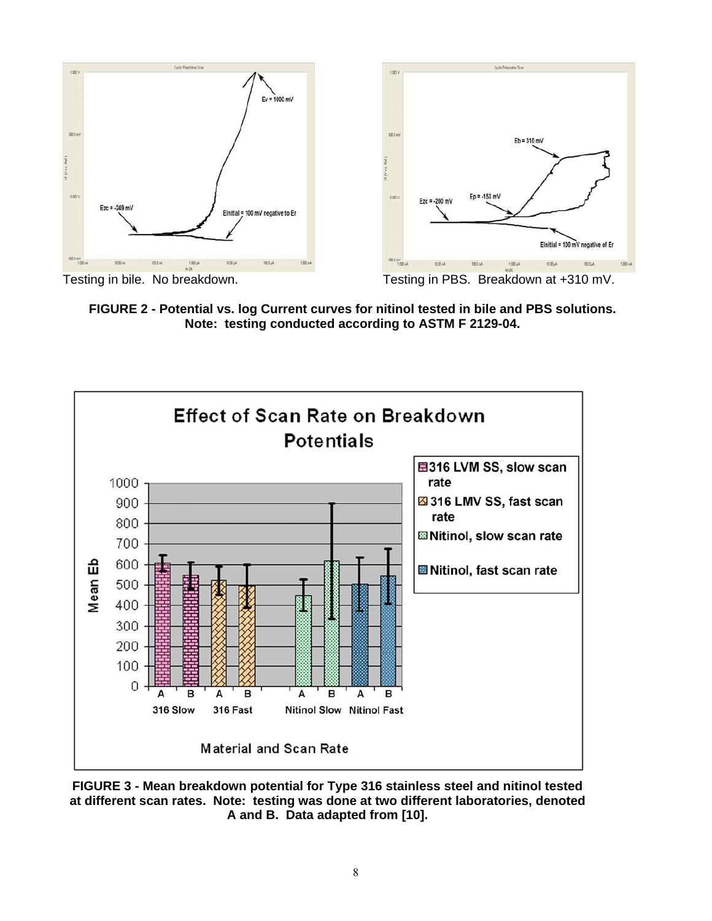Testing in bile. No breakdown.

Testing in PBS. Breakdown at +310 mV.

**FIGURE 2 - Potential vs. log Current curves for nitinol tested in bile and PBS solutions. Note: testing conducted according to ASTM F 2129-04.**

**FIGURE 3 - Mean breakdown potential for Type 316 stainless steel and nitinol tested at different scan rates. Note: testing was done at two different laboratories, denoted A and B. Data adapted from [10].**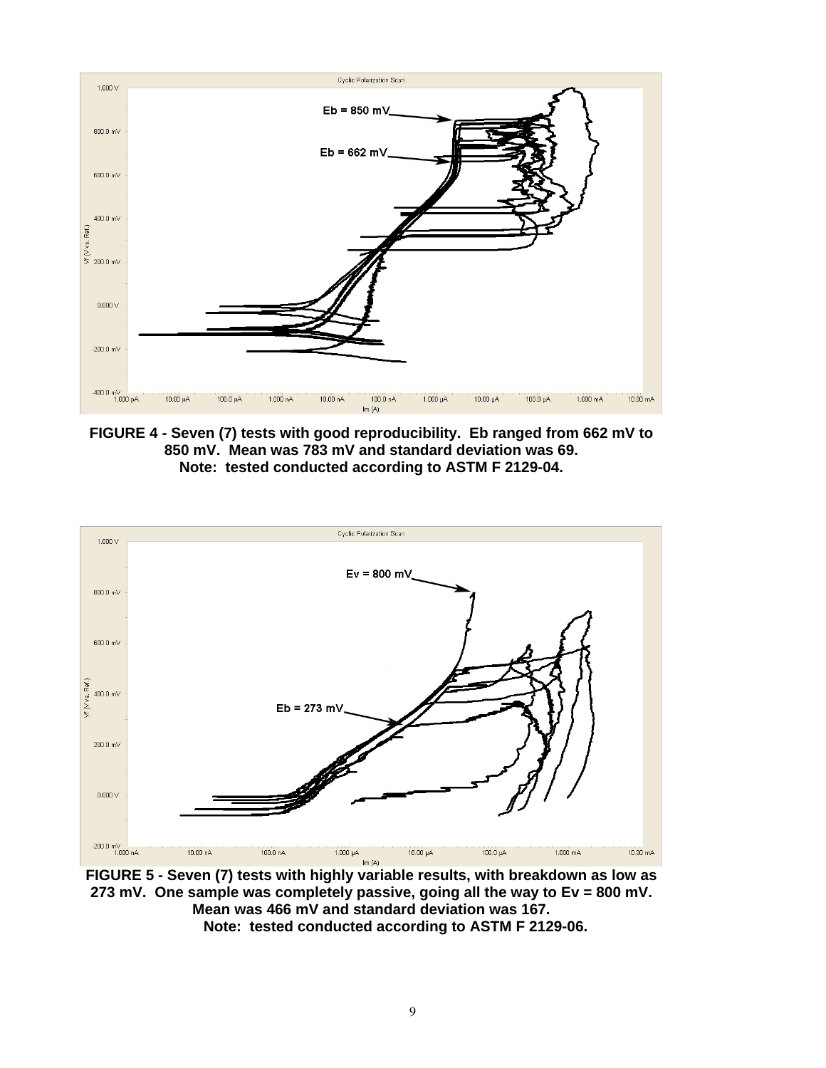**FIGURE 4 - Seven (7) tests with good reproducibility. Eb ranged from 662 mV to 850 mV. Mean was 783 mV and standard deviation was 69.**
**Note: tested conducted according to ASTM F 2129-04.**

**FIGURE 5 - Seven (7) tests with highly variable results, with breakdown as low as 273 mV. One sample was completely passive, going all the way to Ev = 800 mV. Mean was 466 mV and standard deviation was 167.**
**Note: tested conducted according to ASTM F 2129-06.**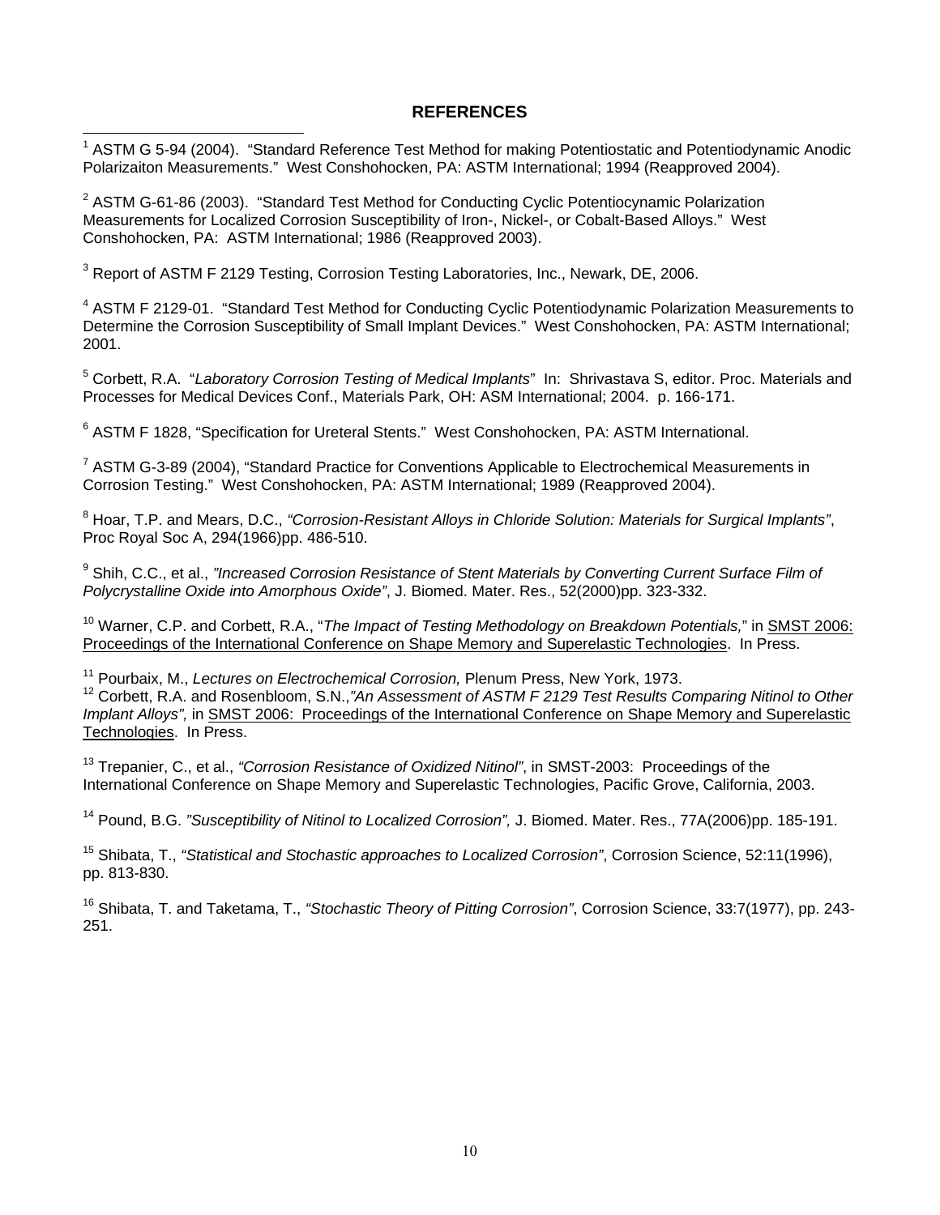## REFERENCES

[1] ASTM G 5-94 (2004). "Standard Reference Test Method for making Potentiostatic and Potentiodynamic Anodic Polarizaiton Measurements." West Conshohocken, PA: ASTM International; 1994 (Reapproved 2004).

[2] ASTM G-61-86 (2003). "Standard Test Method for Conducting Cyclic Potentiocynamic Polarization Measurements for Localized Corrosion Susceptibility of Iron-, Nickel-, or Cobalt-Based Alloys." West Conshohocken, PA: ASTM International; 1986 (Reapproved 2003).

[3] Report of ASTM F 2129 Testing, Corrosion Testing Laboratories, Inc., Newark, DE, 2006.

[4] ASTM F 2129-01. "Standard Test Method for Conducting Cyclic Potentiodynamic Polarization Measurements to Determine the Corrosion Susceptibility of Small Implant Devices." West Conshohocken, PA: ASTM International; 2001.

[5] Corbett, R.A. "*Laboratory Corrosion Testing of Medical Implants*" In: Shrivastava S, editor. Proc. Materials and Processes for Medical Devices Conf., Materials Park, OH: ASM International; 2004. p. 166-171.

[6] ASTM F 1828, "Specification for Ureteral Stents." West Conshohocken, PA: ASTM International.

[7] ASTM G-3-89 (2004), "Standard Practice for Conventions Applicable to Electrochemical Measurements in Corrosion Testing." West Conshohocken, PA: ASTM International; 1989 (Reapproved 2004).

[8] Hoar, T.P. and Mears, D.C., *"Corrosion-Resistant Alloys in Chloride Solution: Materials for Surgical Implants"*, Proc Royal Soc A, 294(1966)pp. 486-510.

[9] Shih, C.C., et al., *"Increased Corrosion Resistance of Stent Materials by Converting Current Surface Film of Polycrystalline Oxide into Amorphous Oxide"*, J. Biomed. Mater. Res., 52(2000)pp. 323-332.

[10] Warner, C.P. and Corbett, R.A., "*The Impact of Testing Methodology on Breakdown Potentials,*" in SMST 2006: Proceedings of the International Conference on Shape Memory and Superelastic Technologies. In Press.

[11] Pourbaix, M., *Lectures on Electrochemical Corrosion,* Plenum Press, New York, 1973.

[12] Corbett, R.A. and Rosenbloom, S.N.,*"An Assessment of ASTM F 2129 Test Results Comparing Nitinol to Other Implant Alloys",* in SMST 2006: Proceedings of the International Conference on Shape Memory and Superelastic Technologies. In Press.

[13] Trepanier, C., et al., *"Corrosion Resistance of Oxidized Nitinol"*, in SMST-2003: Proceedings of the International Conference on Shape Memory and Superelastic Technologies, Pacific Grove, California, 2003.

[14] Pound, B.G. *"Susceptibility of Nitinol to Localized Corrosion",* J. Biomed. Mater. Res., 77A(2006)pp. 185-191.

[15] Shibata, T., *"Statistical and Stochastic approaches to Localized Corrosion"*, Corrosion Science, 52:11(1996), pp. 813-830.

[16] Shibata, T. and Taketama, T., *"Stochastic Theory of Pitting Corrosion"*, Corrosion Science, 33:7(1977), pp. 243-251.